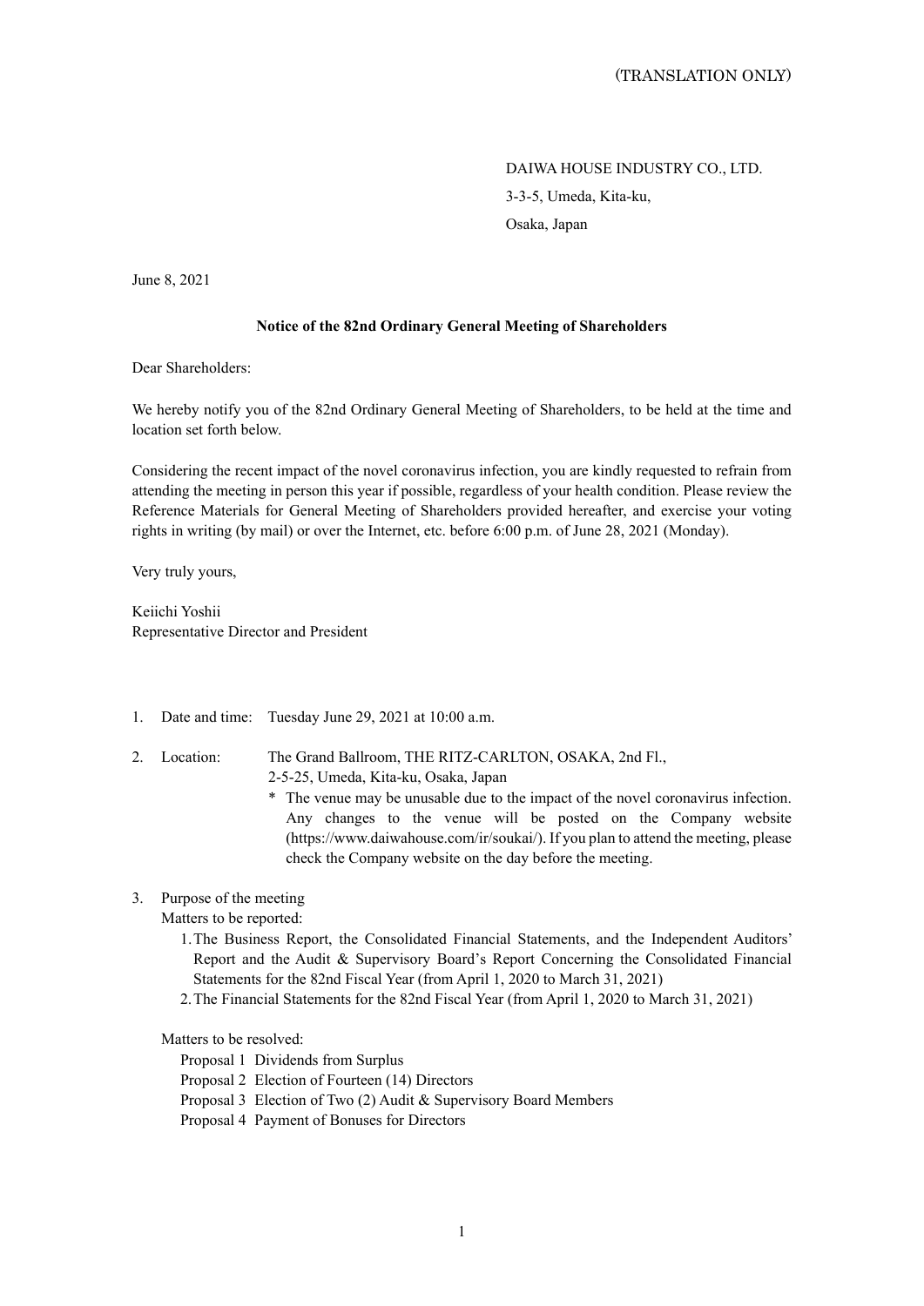(TRANSLATION ONLY)

DAIWA HOUSE INDUSTRY CO., LTD.
3-3-5, Umeda, Kita-ku,
Osaka, Japan

June 8, 2021

**Notice of the 82nd Ordinary General Meeting of Shareholders**

Dear Shareholders:

We hereby notify you of the 82nd Ordinary General Meeting of Shareholders, to be held at the time and location set forth below.

Considering the recent impact of the novel coronavirus infection, you are kindly requested to refrain from attending the meeting in person this year if possible, regardless of your health condition. Please review the Reference Materials for General Meeting of Shareholders provided hereafter, and exercise your voting rights in writing (by mail) or over the Internet, etc. before 6:00 p.m. of June 28, 2021 (Monday).

Very truly yours,

Keiichi Yoshii
Representative Director and President

1. Date and time: Tuesday June 29, 2021 at 10:00 a.m.

2. Location: The Grand Ballroom, THE RITZ-CARLTON, OSAKA, 2nd Fl.,
   2-5-25, Umeda, Kita-ku, Osaka, Japan
   * The venue may be unusable due to the impact of the novel coronavirus infection. Any changes to the venue will be posted on the Company website (https://www.daiwahouse.com/ir/soukai/). If you plan to attend the meeting, please check the Company website on the day before the meeting.

3. Purpose of the meeting

   Matters to be reported:
   1. The Business Report, the Consolidated Financial Statements, and the Independent Auditors' Report and the Audit & Supervisory Board's Report Concerning the Consolidated Financial Statements for the 82nd Fiscal Year (from April 1, 2020 to March 31, 2021)
   2. The Financial Statements for the 82nd Fiscal Year (from April 1, 2020 to March 31, 2021)

   Matters to be resolved:
   - Proposal 1 Dividends from Surplus
   - Proposal 2 Election of Fourteen (14) Directors
   - Proposal 3 Election of Two (2) Audit & Supervisory Board Members
   - Proposal 4 Payment of Bonuses for Directors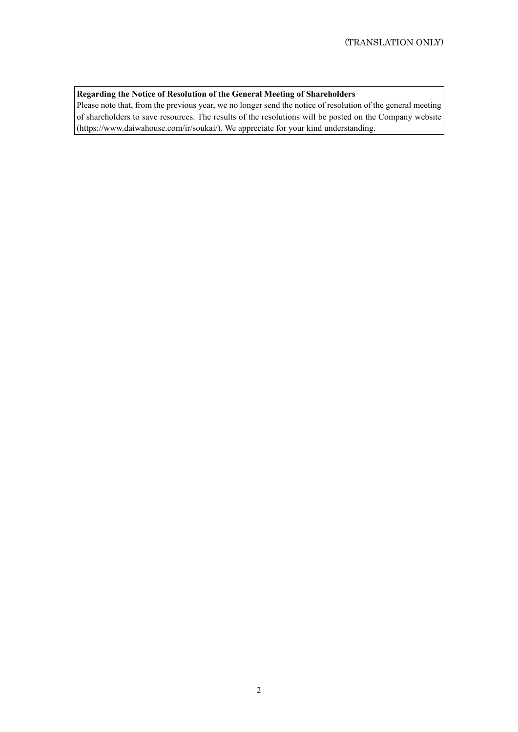(TRANSLATION ONLY)

**Regarding the Notice of Resolution of the General Meeting of Shareholders**

Please note that, from the previous year, we no longer send the notice of resolution of the general meeting of shareholders to save resources. The results of the resolutions will be posted on the Company website (https://www.daiwahouse.com/ir/soukai/). We appreciate for your kind understanding.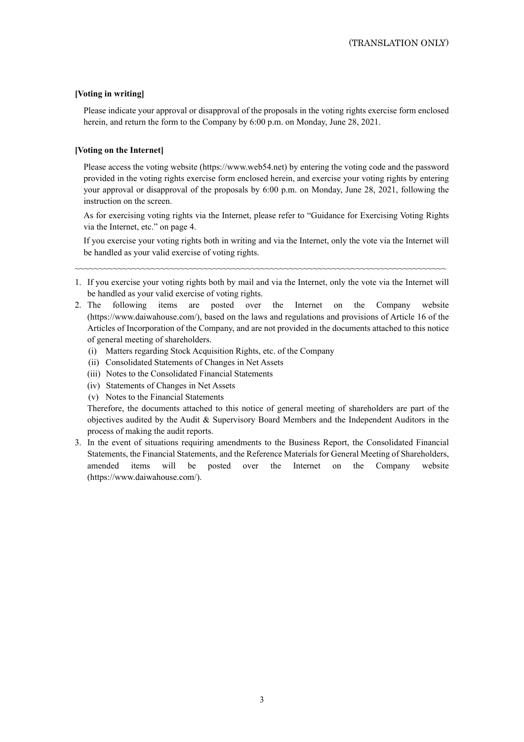(TRANSLATION ONLY)

**[Voting in writing]**

Please indicate your approval or disapproval of the proposals in the voting rights exercise form enclosed herein, and return the form to the Company by 6:00 p.m. on Monday, June 28, 2021.

**[Voting on the Internet]**

Please access the voting website (https://www.web54.net) by entering the voting code and the password provided in the voting rights exercise form enclosed herein, and exercise your voting rights by entering your approval or disapproval of the proposals by 6:00 p.m. on Monday, June 28, 2021, following the instruction on the screen.

As for exercising voting rights via the Internet, please refer to "Guidance for Exercising Voting Rights via the Internet, etc." on page 4.

If you exercise your voting rights both in writing and via the Internet, only the vote via the Internet will be handled as your valid exercise of voting rights.

~~~~~~~~~~~~~~~~~~~~~~~~~~~~~~~~~~~~~~~~~~~~~~~~~~~~~~~~~~~~~~~~~~~~~~~~~~~~~~~~

1. If you exercise your voting rights both by mail and via the Internet, only the vote via the Internet will be handled as your valid exercise of voting rights.
2. The following items are posted over the Internet on the Company website (https://www.daiwahouse.com/), based on the laws and regulations and provisions of Article 16 of the Articles of Incorporation of the Company, and are not provided in the documents attached to this notice of general meeting of shareholders.
   (i) Matters regarding Stock Acquisition Rights, etc. of the Company
   (ii) Consolidated Statements of Changes in Net Assets
   (iii) Notes to the Consolidated Financial Statements
   (iv) Statements of Changes in Net Assets
   (v) Notes to the Financial Statements

   Therefore, the documents attached to this notice of general meeting of shareholders are part of the objectives audited by the Audit & Supervisory Board Members and the Independent Auditors in the process of making the audit reports.
3. In the event of situations requiring amendments to the Business Report, the Consolidated Financial Statements, the Financial Statements, and the Reference Materials for General Meeting of Shareholders, amended items will be posted over the Internet on the Company website (https://www.daiwahouse.com/).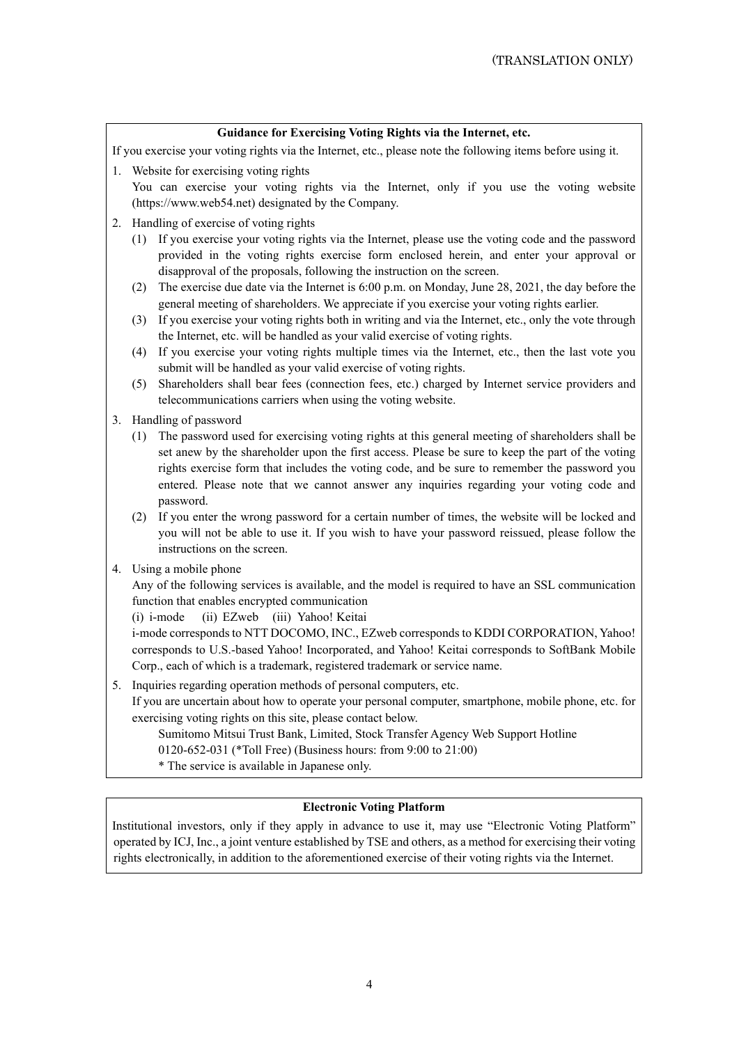(TRANSLATION ONLY)

## Guidance for Exercising Voting Rights via the Internet, etc.

If you exercise your voting rights via the Internet, etc., please note the following items before using it.

1. Website for exercising voting rights
   You can exercise your voting rights via the Internet, only if you use the voting website (https://www.web54.net) designated by the Company.

2. Handling of exercise of voting rights
   (1) If you exercise your voting rights via the Internet, please use the voting code and the password provided in the voting rights exercise form enclosed herein, and enter your approval or disapproval of the proposals, following the instruction on the screen.
   (2) The exercise due date via the Internet is 6:00 p.m. on Monday, June 28, 2021, the day before the general meeting of shareholders. We appreciate if you exercise your voting rights earlier.
   (3) If you exercise your voting rights both in writing and via the Internet, etc., only the vote through the Internet, etc. will be handled as your valid exercise of voting rights.
   (4) If you exercise your voting rights multiple times via the Internet, etc., then the last vote you submit will be handled as your valid exercise of voting rights.
   (5) Shareholders shall bear fees (connection fees, etc.) charged by Internet service providers and telecommunications carriers when using the voting website.

3. Handling of password
   (1) The password used for exercising voting rights at this general meeting of shareholders shall be set anew by the shareholder upon the first access. Please be sure to keep the part of the voting rights exercise form that includes the voting code, and be sure to remember the password you entered. Please note that we cannot answer any inquiries regarding your voting code and password.
   (2) If you enter the wrong password for a certain number of times, the website will be locked and you will not be able to use it. If you wish to have your password reissued, please follow the instructions on the screen.

4. Using a mobile phone
   Any of the following services is available, and the model is required to have an SSL communication function that enables encrypted communication
   (i) i-mode (ii) EZweb (iii) Yahoo! Keitai
   i-mode corresponds to NTT DOCOMO, INC., EZweb corresponds to KDDI CORPORATION, Yahoo! corresponds to U.S.-based Yahoo! Incorporated, and Yahoo! Keitai corresponds to SoftBank Mobile Corp., each of which is a trademark, registered trademark or service name.

5. Inquiries regarding operation methods of personal computers, etc.
   If you are uncertain about how to operate your personal computer, smartphone, mobile phone, etc. for exercising voting rights on this site, please contact below.
   Sumitomo Mitsui Trust Bank, Limited, Stock Transfer Agency Web Support Hotline
   0120-652-031 (*Toll Free) (Business hours: from 9:00 to 21:00)
   * The service is available in Japanese only.

## Electronic Voting Platform

Institutional investors, only if they apply in advance to use it, may use "Electronic Voting Platform" operated by ICJ, Inc., a joint venture established by TSE and others, as a method for exercising their voting rights electronically, in addition to the aforementioned exercise of their voting rights via the Internet.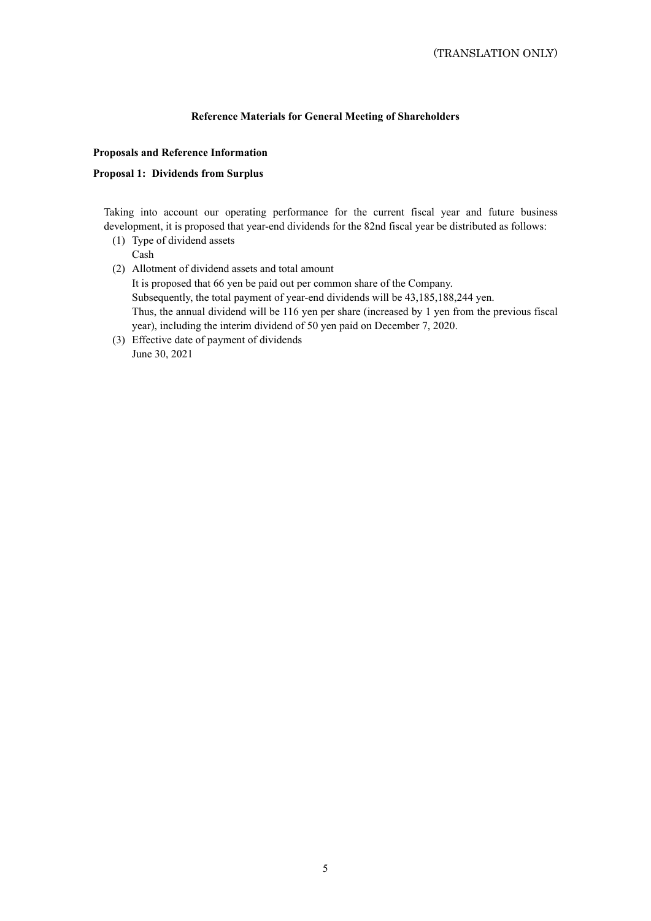(TRANSLATION ONLY)

## Reference Materials for General Meeting of Shareholders

### Proposals and Reference Information

### Proposal 1: Dividends from Surplus

Taking into account our operating performance for the current fiscal year and future business development, it is proposed that year-end dividends for the 82nd fiscal year be distributed as follows:

(1) Type of dividend assets
Cash

(2) Allotment of dividend assets and total amount
It is proposed that 66 yen be paid out per common share of the Company.
Subsequently, the total payment of year-end dividends will be 43,185,188,244 yen.
Thus, the annual dividend will be 116 yen per share (increased by 1 yen from the previous fiscal year), including the interim dividend of 50 yen paid on December 7, 2020.

(3) Effective date of payment of dividends
June 30, 2021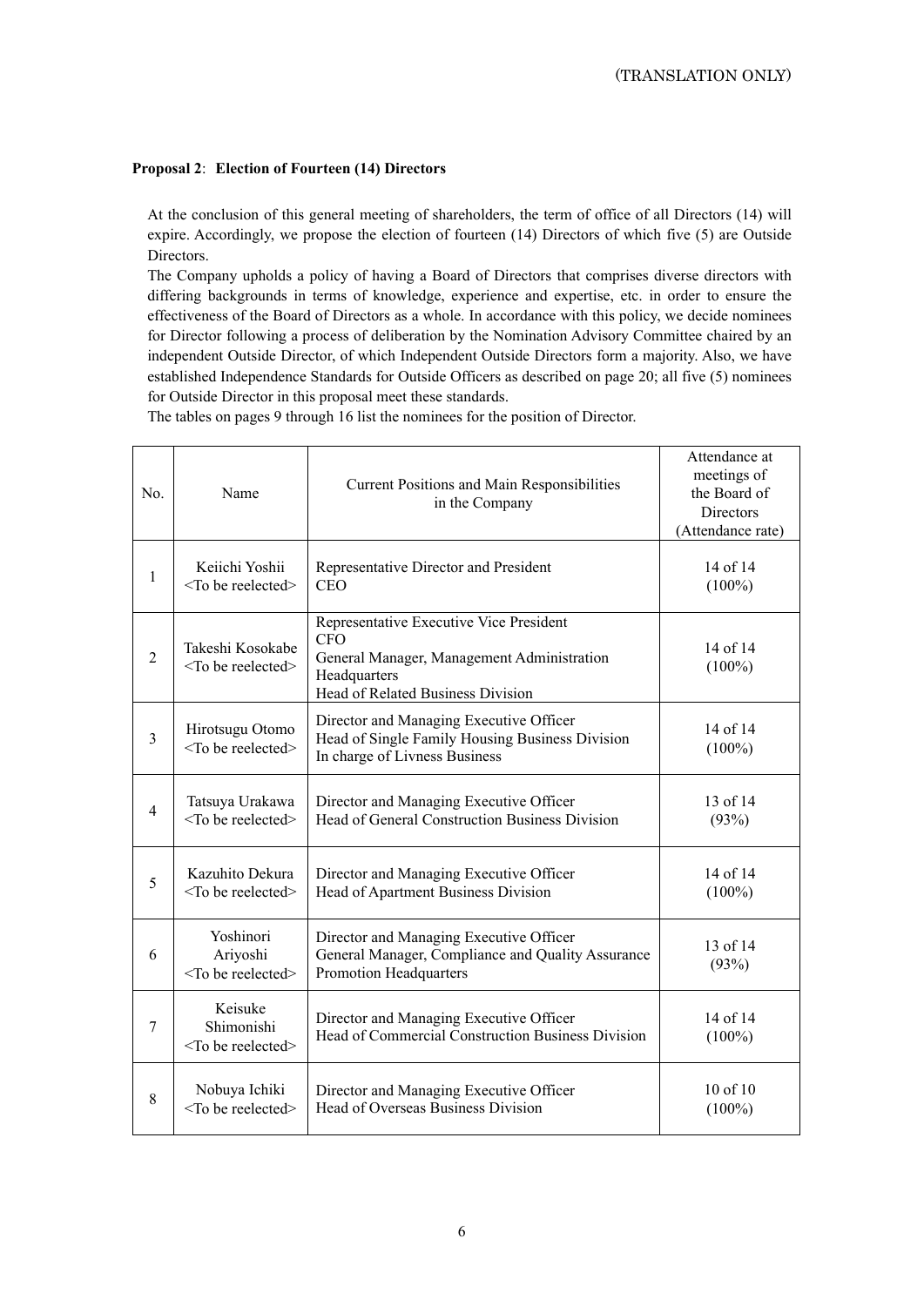(TRANSLATION ONLY)

**Proposal 2**: **Election of Fourteen (14) Directors**

At the conclusion of this general meeting of shareholders, the term of office of all Directors (14) will expire. Accordingly, we propose the election of fourteen (14) Directors of which five (5) are Outside Directors.

The Company upholds a policy of having a Board of Directors that comprises diverse directors with differing backgrounds in terms of knowledge, experience and expertise, etc. in order to ensure the effectiveness of the Board of Directors as a whole. In accordance with this policy, we decide nominees for Director following a process of deliberation by the Nomination Advisory Committee chaired by an independent Outside Director, of which Independent Outside Directors form a majority. Also, we have established Independence Standards for Outside Officers as described on page 20; all five (5) nominees for Outside Director in this proposal meet these standards.

The tables on pages 9 through 16 list the nominees for the position of Director.

| No. | Name | Current Positions and Main Responsibilities in the Company | Attendance at meetings of the Board of Directors (Attendance rate) |
|---|---|---|---|
| 1 | Keiichi Yoshii <To be reelected> | Representative Director and President<br>CEO | 14 of 14<br>(100%) |
| 2 | Takeshi Kosokabe <To be reelected> | Representative Executive Vice President<br>CFO<br>General Manager, Management Administration Headquarters<br>Head of Related Business Division | 14 of 14<br>(100%) |
| 3 | Hirotsugu Otomo <To be reelected> | Director and Managing Executive Officer<br>Head of Single Family Housing Business Division<br>In charge of Livness Business | 14 of 14<br>(100%) |
| 4 | Tatsuya Urakawa <To be reelected> | Director and Managing Executive Officer<br>Head of General Construction Business Division | 13 of 14<br>(93%) |
| 5 | Kazuhito Dekura <To be reelected> | Director and Managing Executive Officer<br>Head of Apartment Business Division | 14 of 14<br>(100%) |
| 6 | Yoshinori Ariyoshi <To be reelected> | Director and Managing Executive Officer<br>General Manager, Compliance and Quality Assurance Promotion Headquarters | 13 of 14<br>(93%) |
| 7 | Keisuke Shimonishi <To be reelected> | Director and Managing Executive Officer<br>Head of Commercial Construction Business Division | 14 of 14<br>(100%) |
| 8 | Nobuya Ichiki <To be reelected> | Director and Managing Executive Officer<br>Head of Overseas Business Division | 10 of 10<br>(100%) |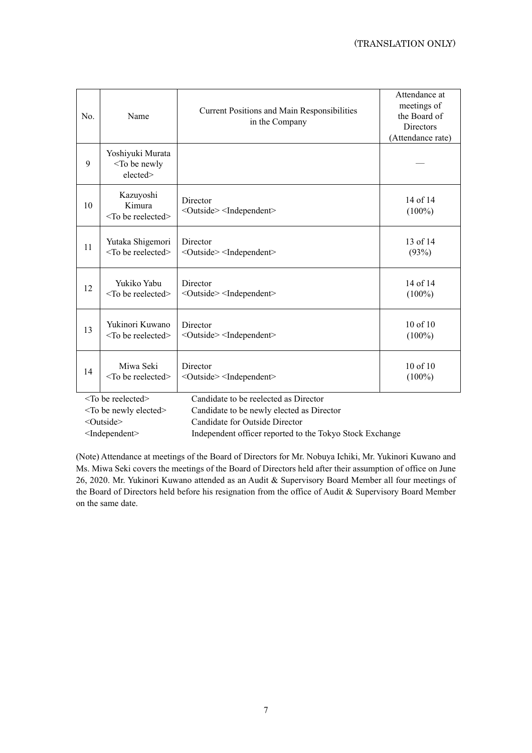(TRANSLATION ONLY)

| No. | Name | Current Positions and Main Responsibilities in the Company | Attendance at meetings of the Board of Directors (Attendance rate) |
|---|---|---|---|
| 9 | Yoshiyuki Murata <To be newly elected> | | — |
| 10 | Kazuyoshi Kimura <To be reelected> | Director <Outside> <Independent> | 14 of 14 (100%) |
| 11 | Yutaka Shigemori <To be reelected> | Director <Outside> <Independent> | 13 of 14 (93%) |
| 12 | Yukiko Yabu <To be reelected> | Director <Outside> <Independent> | 14 of 14 (100%) |
| 13 | Yukinori Kuwano <To be reelected> | Director <Outside> <Independent> | 10 of 10 (100%) |
| 14 | Miwa Seki <To be reelected> | Director <Outside> <Independent> | 10 of 10 (100%) |

<To be reelected> Candidate to be reelected as Director
<To be newly elected> Candidate to be newly elected as Director
<Outside> Candidate for Outside Director
<Independent> Independent officer reported to the Tokyo Stock Exchange

(Note) Attendance at meetings of the Board of Directors for Mr. Nobuya Ichiki, Mr. Yukinori Kuwano and Ms. Miwa Seki covers the meetings of the Board of Directors held after their assumption of office on June 26, 2020. Mr. Yukinori Kuwano attended as an Audit & Supervisory Board Member all four meetings of the Board of Directors held before his resignation from the office of Audit & Supervisory Board Member on the same date.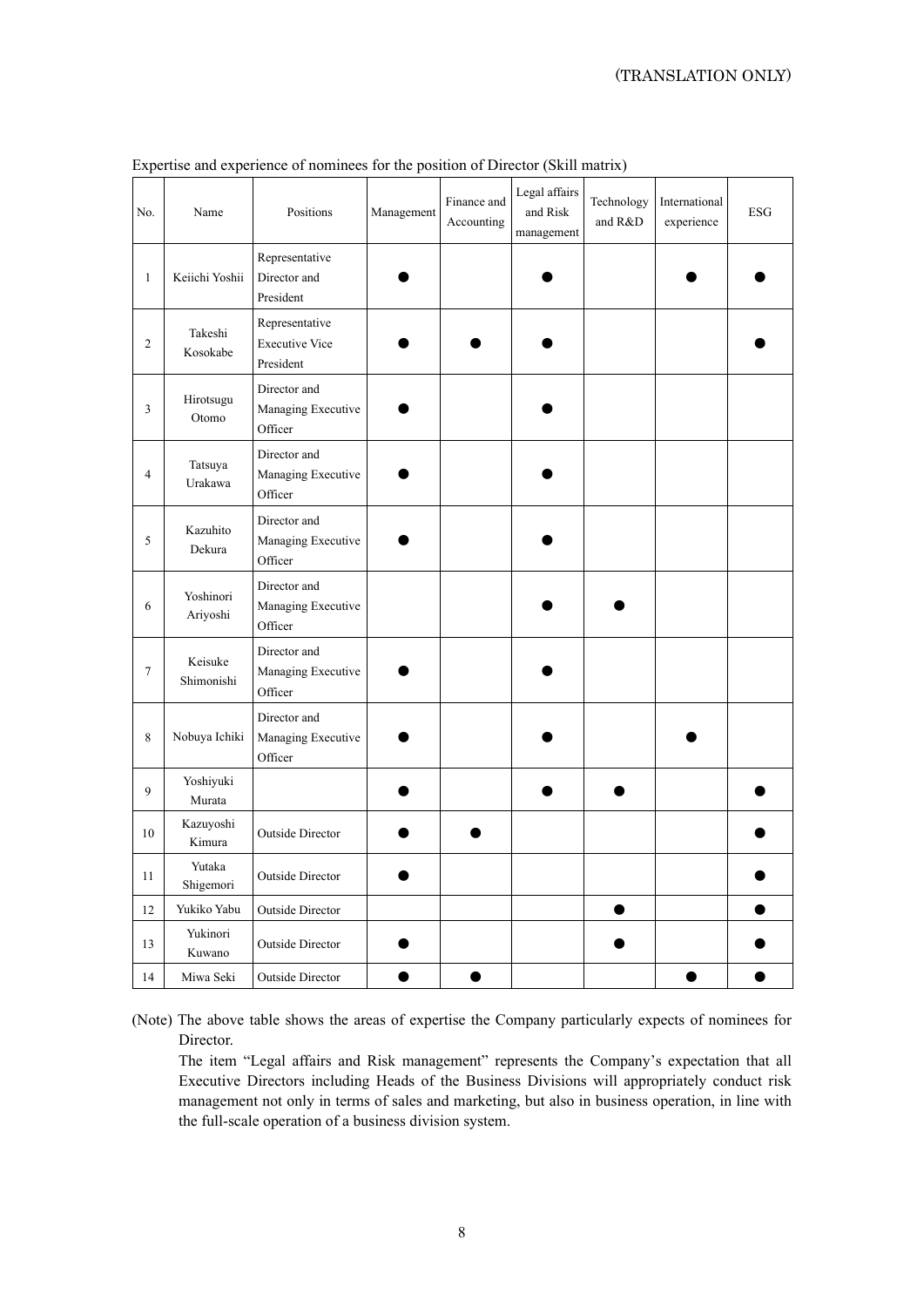(TRANSLATION ONLY)

Expertise and experience of nominees for the position of Director (Skill matrix)

| No. | Name | Positions | Management | Finance and Accounting | Legal affairs and Risk management | Technology and R&D | International experience | ESG |
|---|---|---|---|---|---|---|---|---|
| 1 | Keiichi Yoshii | Representative Director and President | ● | | ● | | ● | ● |
| 2 | Takeshi Kosokabe | Representative Executive Vice President | ● | ● | ● | | | ● |
| 3 | Hirotsugu Otomo | Director and Managing Executive Officer | ● | | ● | | | |
| 4 | Tatsuya Urakawa | Director and Managing Executive Officer | ● | | ● | | | |
| 5 | Kazuhito Dekura | Director and Managing Executive Officer | ● | | ● | | | |
| 6 | Yoshinori Ariyoshi | Director and Managing Executive Officer | | | ● | ● | | |
| 7 | Keisuke Shimonishi | Director and Managing Executive Officer | ● | | ● | | | |
| 8 | Nobuya Ichiki | Director and Managing Executive Officer | ● | | ● | | ● | |
| 9 | Yoshiyuki Murata | | ● | | ● | ● | | ● |
| 10 | Kazuyoshi Kimura | Outside Director | ● | ● | | | | ● |
| 11 | Yutaka Shigemori | Outside Director | ● | | | | | ● |
| 12 | Yukiko Yabu | Outside Director | | | | ● | | ● |
| 13 | Yukinori Kuwano | Outside Director | ● | | | ● | | ● |
| 14 | Miwa Seki | Outside Director | ● | ● | | | ● | ● |

(Note) The above table shows the areas of expertise the Company particularly expects of nominees for Director.

The item "Legal affairs and Risk management" represents the Company's expectation that all Executive Directors including Heads of the Business Divisions will appropriately conduct risk management not only in terms of sales and marketing, but also in business operation, in line with the full-scale operation of a business division system.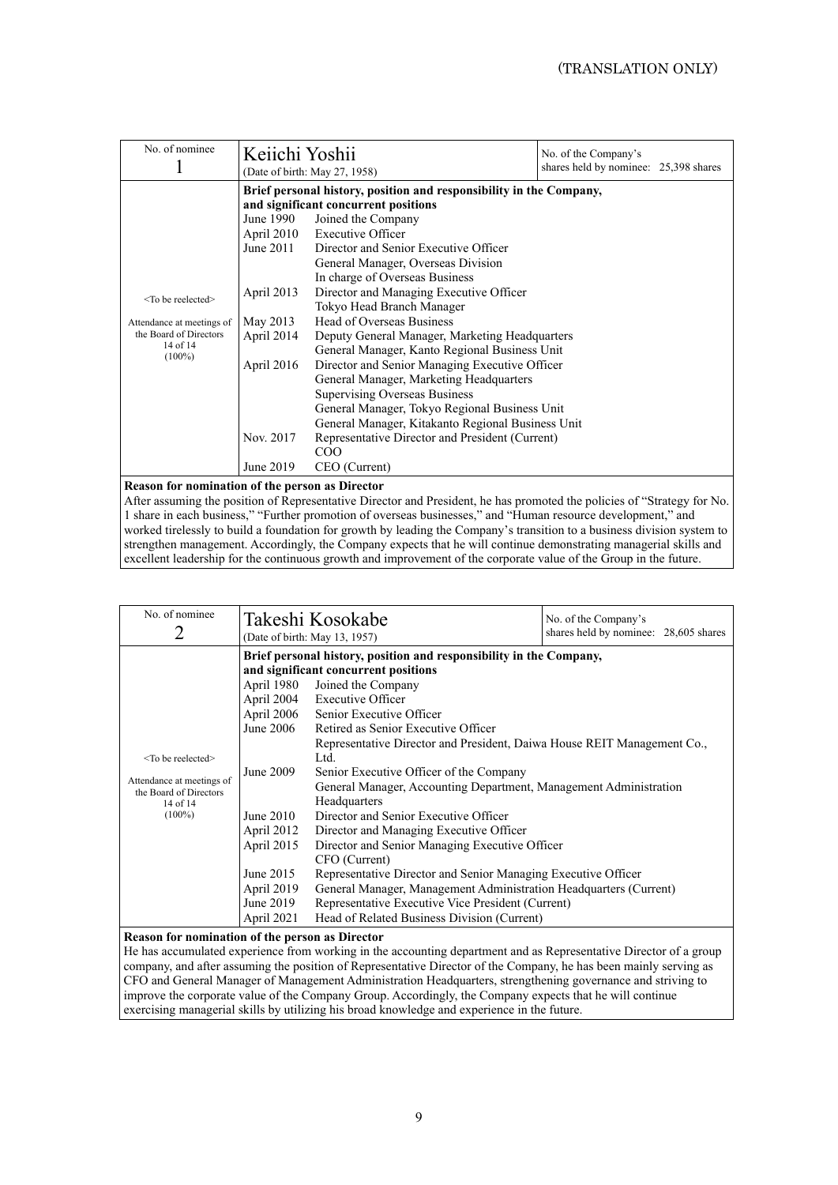(TRANSLATION ONLY)

| No. of nominee<br>1 | Keiichi Yoshii<br>(Date of birth: May 27, 1958) | No. of the Company's shares held by nominee: 25,398 shares |
|---|---|---|
| <To be reelected><br><br>Attendance at meetings of the Board of Directors<br>14 of 14<br>(100%) | **Brief personal history, position and responsibility in the Company, and significant concurrent positions**<br>June 1990 Joined the Company<br>April 2010 Executive Officer<br>June 2011 Director and Senior Executive Officer<br>General Manager, Overseas Division<br>In charge of Overseas Business<br>April 2013 Director and Managing Executive Officer<br>Tokyo Head Branch Manager<br>May 2013 Head of Overseas Business<br>April 2014 Deputy General Manager, Marketing Headquarters<br>General Manager, Kanto Regional Business Unit<br>April 2016 Director and Senior Managing Executive Officer<br>General Manager, Marketing Headquarters<br>Supervising Overseas Business<br>General Manager, Tokyo Regional Business Unit<br>General Manager, Kitakanto Regional Business Unit<br>Nov. 2017 Representative Director and President (Current)<br>COO<br>June 2019 CEO (Current) | |

**Reason for nomination of the person as Director**

After assuming the position of Representative Director and President, he has promoted the policies of "Strategy for No. 1 share in each business," "Further promotion of overseas businesses," and "Human resource development," and worked tirelessly to build a foundation for growth by leading the Company's transition to a business division system to strengthen management. Accordingly, the Company expects that he will continue demonstrating managerial skills and excellent leadership for the continuous growth and improvement of the corporate value of the Group in the future.

| No. of nominee<br>2 | Takeshi Kosokabe<br>(Date of birth: May 13, 1957) | No. of the Company's shares held by nominee: 28,605 shares |
|---|---|---|
| <To be reelected><br><br>Attendance at meetings of the Board of Directors<br>14 of 14<br>(100%) | **Brief personal history, position and responsibility in the Company, and significant concurrent positions**<br>April 1980 Joined the Company<br>April 2004 Executive Officer<br>April 2006 Senior Executive Officer<br>June 2006 Retired as Senior Executive Officer<br>Representative Director and President, Daiwa House REIT Management Co., Ltd.<br>June 2009 Senior Executive Officer of the Company<br>General Manager, Accounting Department, Management Administration Headquarters<br>June 2010 Director and Senior Executive Officer<br>April 2012 Director and Managing Executive Officer<br>April 2015 Director and Senior Managing Executive Officer<br>CFO (Current)<br>June 2015 Representative Director and Senior Managing Executive Officer<br>April 2019 General Manager, Management Administration Headquarters (Current)<br>June 2019 Representative Executive Vice President (Current)<br>April 2021 Head of Related Business Division (Current) | |

**Reason for nomination of the person as Director**

He has accumulated experience from working in the accounting department and as Representative Director of a group company, and after assuming the position of Representative Director of the Company, he has been mainly serving as CFO and General Manager of Management Administration Headquarters, strengthening governance and striving to improve the corporate value of the Company Group. Accordingly, the Company expects that he will continue exercising managerial skills by utilizing his broad knowledge and experience in the future.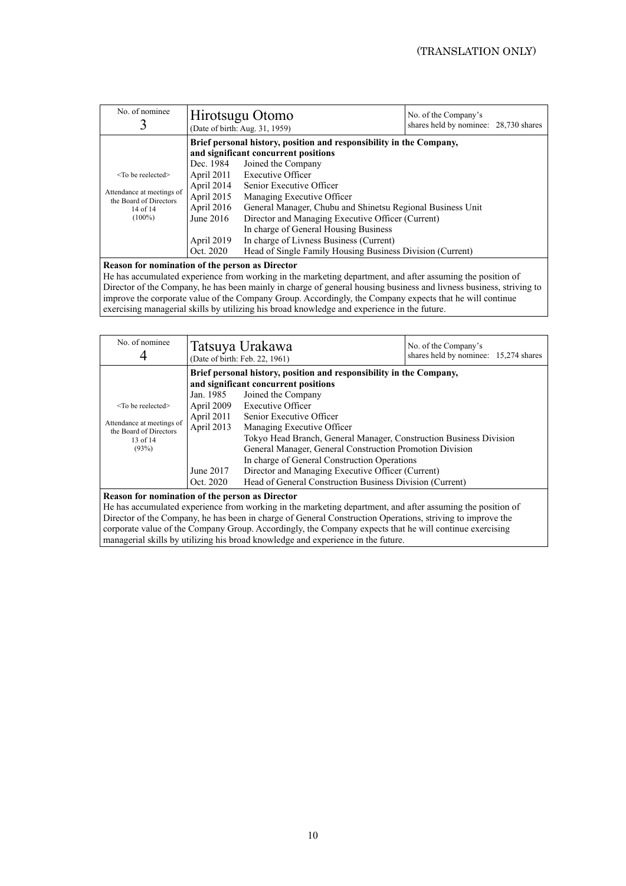(TRANSLATION ONLY)

| No. of nominee 3 | Hirotsugu Otomo (Date of birth: Aug. 31, 1959) | No. of the Company's shares held by nominee: 28,730 shares |
|---|---|---|
| <To be reelected> Attendance at meetings of the Board of Directors 14 of 14 (100%) | **Brief personal history, position and responsibility in the Company, and significant concurrent positions**<br>Dec. 1984 Joined the Company<br>April 2011 Executive Officer<br>April 2014 Senior Executive Officer<br>April 2015 Managing Executive Officer<br>April 2016 General Manager, Chubu and Shinetsu Regional Business Unit<br>June 2016 Director and Managing Executive Officer (Current)<br>In charge of General Housing Business<br>April 2019 In charge of Livness Business (Current)<br>Oct. 2020 Head of Single Family Housing Business Division (Current) | |
| **Reason for nomination of the person as Director**<br>He has accumulated experience from working in the marketing department, and after assuming the position of Director of the Company, he has been mainly in charge of general housing business and livness business, striving to improve the corporate value of the Company Group. Accordingly, the Company expects that he will continue exercising managerial skills by utilizing his broad knowledge and experience in the future. | | |

| No. of nominee 4 | Tatsuya Urakawa (Date of birth: Feb. 22, 1961) | No. of the Company's shares held by nominee: 15,274 shares |
|---|---|---|
| <To be reelected> Attendance at meetings of the Board of Directors 13 of 14 (93%) | **Brief personal history, position and responsibility in the Company, and significant concurrent positions**<br>Jan. 1985 Joined the Company<br>April 2009 Executive Officer<br>April 2011 Senior Executive Officer<br>April 2013 Managing Executive Officer<br>Tokyo Head Branch, General Manager, Construction Business Division<br>General Manager, General Construction Promotion Division<br>In charge of General Construction Operations<br>June 2017 Director and Managing Executive Officer (Current)<br>Oct. 2020 Head of General Construction Business Division (Current) | |
| **Reason for nomination of the person as Director**<br>He has accumulated experience from working in the marketing department, and after assuming the position of Director of the Company, he has been in charge of General Construction Operations, striving to improve the corporate value of the Company Group. Accordingly, the Company expects that he will continue exercising managerial skills by utilizing his broad knowledge and experience in the future. | | |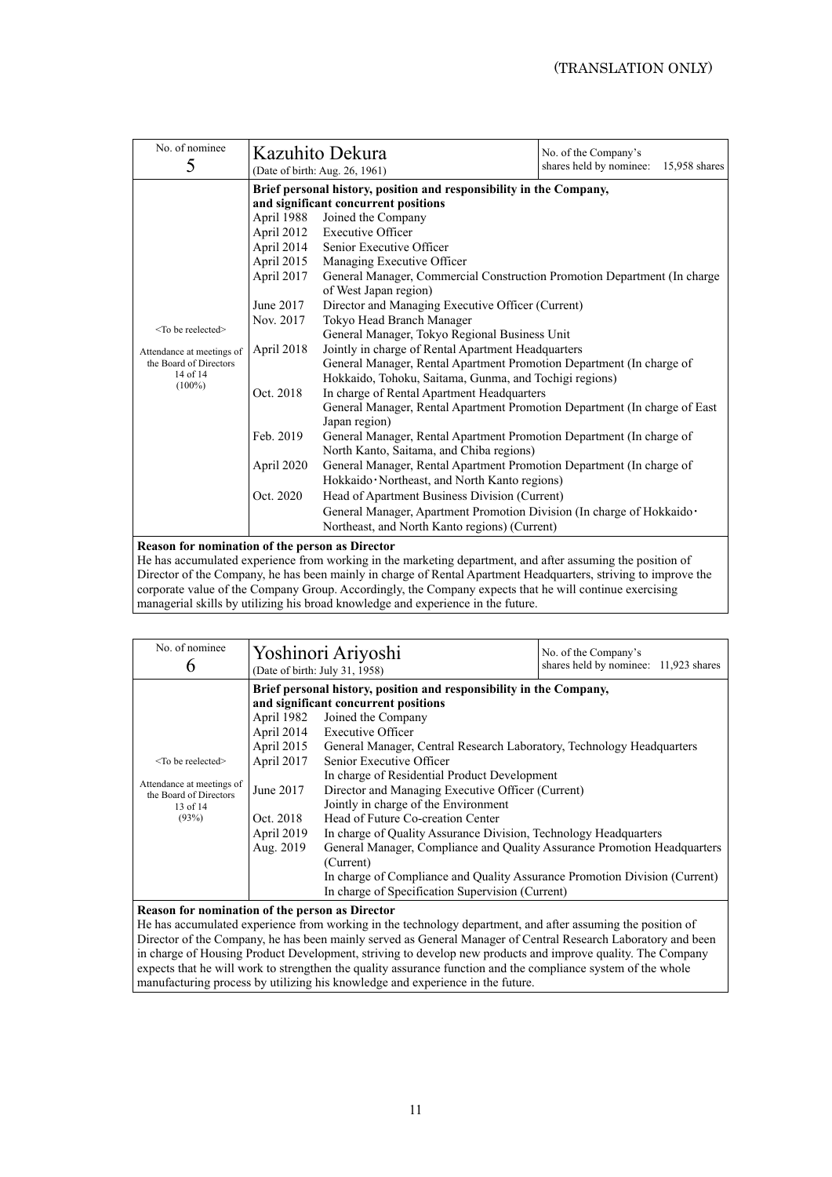(TRANSLATION ONLY)

| No. of nominee 5 | Kazuhito Dekura (Date of birth: Aug. 26, 1961) | No. of the Company's shares held by nominee: 15,958 shares |
|---|---|---|
| <To be reelected> Attendance at meetings of the Board of Directors 14 of 14 (100%) | **Brief personal history, position and responsibility in the Company, and significant concurrent positions**<br>April 1988 Joined the Company<br>April 2012 Executive Officer<br>April 2014 Senior Executive Officer<br>April 2015 Managing Executive Officer<br>April 2017 General Manager, Commercial Construction Promotion Department (In charge of West Japan region)<br>June 2017 Director and Managing Executive Officer (Current)<br>Nov. 2017 Tokyo Head Branch Manager<br>General Manager, Tokyo Regional Business Unit<br>April 2018 Jointly in charge of Rental Apartment Headquarters<br>General Manager, Rental Apartment Promotion Department (In charge of Hokkaido, Tohoku, Saitama, Gunma, and Tochigi regions)<br>Oct. 2018 In charge of Rental Apartment Headquarters<br>General Manager, Rental Apartment Promotion Department (In charge of East Japan region)<br>Feb. 2019 General Manager, Rental Apartment Promotion Department (In charge of North Kanto, Saitama, and Chiba regions)<br>April 2020 General Manager, Rental Apartment Promotion Department (In charge of Hokkaido・Northeast, and North Kanto regions)<br>Oct. 2020 Head of Apartment Business Division (Current)<br>General Manager, Apartment Promotion Division (In charge of Hokkaido・Northeast, and North Kanto regions) (Current) | |

**Reason for nomination of the person as Director**
He has accumulated experience from working in the marketing department, and after assuming the position of Director of the Company, he has been mainly in charge of Rental Apartment Headquarters, striving to improve the corporate value of the Company Group. Accordingly, the Company expects that he will continue exercising managerial skills by utilizing his broad knowledge and experience in the future.

| No. of nominee 6 | Yoshinori Ariyoshi (Date of birth: July 31, 1958) | No. of the Company's shares held by nominee: 11,923 shares |
|---|---|---|
| <To be reelected> Attendance at meetings of the Board of Directors 13 of 14 (93%) | **Brief personal history, position and responsibility in the Company, and significant concurrent positions**<br>April 1982 Joined the Company<br>April 2014 Executive Officer<br>April 2015 General Manager, Central Research Laboratory, Technology Headquarters<br>April 2017 Senior Executive Officer<br>In charge of Residential Product Development<br>June 2017 Director and Managing Executive Officer (Current)<br>Jointly in charge of the Environment<br>Oct. 2018 Head of Future Co-creation Center<br>April 2019 In charge of Quality Assurance Division, Technology Headquarters<br>Aug. 2019 General Manager, Compliance and Quality Assurance Promotion Headquarters (Current)<br>In charge of Compliance and Quality Assurance Promotion Division (Current)<br>In charge of Specification Supervision (Current) | |

**Reason for nomination of the person as Director**
He has accumulated experience from working in the technology department, and after assuming the position of Director of the Company, he has been mainly served as General Manager of Central Research Laboratory and been in charge of Housing Product Development, striving to develop new products and improve quality. The Company expects that he will work to strengthen the quality assurance function and the compliance system of the whole manufacturing process by utilizing his knowledge and experience in the future.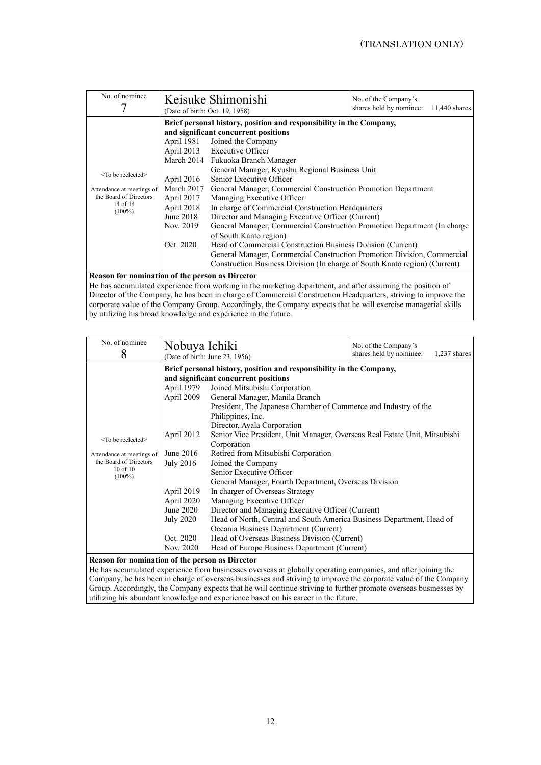(TRANSLATION ONLY)

| No. of nominee 7 | Keisuke Shimonishi (Date of birth: Oct. 19, 1958) | | No. of the Company's shares held by nominee: 11,440 shares |
|---|---|---|---|
| <To be reelected> Attendance at meetings of the Board of Directors 14 of 14 (100%) | **Brief personal history, position and responsibility in the Company, and significant concurrent positions** | | |
| | April 1981 | Joined the Company | |
| | April 2013 | Executive Officer | |
| | March 2014 | Fukuoka Branch Manager<br>General Manager, Kyushu Regional Business Unit | |
| | April 2016 | Senior Executive Officer | |
| | March 2017 | General Manager, Commercial Construction Promotion Department | |
| | April 2017 | Managing Executive Officer | |
| | April 2018 | In charge of Commercial Construction Headquarters | |
| | June 2018 | Director and Managing Executive Officer (Current) | |
| | Nov. 2019 | General Manager, Commercial Construction Promotion Department (In charge of South Kanto region) | |
| | Oct. 2020 | Head of Commercial Construction Business Division (Current)<br>General Manager, Commercial Construction Promotion Division, Commercial Construction Business Division (In charge of South Kanto region) (Current) | |

**Reason for nomination of the person as Director**

He has accumulated experience from working in the marketing department, and after assuming the position of Director of the Company, he has been in charge of Commercial Construction Headquarters, striving to improve the corporate value of the Company Group. Accordingly, the Company expects that he will exercise managerial skills by utilizing his broad knowledge and experience in the future.

| No. of nominee 8 | Nobuya Ichiki (Date of birth: June 23, 1956) | | No. of the Company's shares held by nominee: 1,237 shares |
|---|---|---|---|
| <To be reelected> Attendance at meetings of the Board of Directors 10 of 10 (100%) | **Brief personal history, position and responsibility in the Company, and significant concurrent positions** | | |
| | April 1979 | Joined Mitsubishi Corporation | |
| | April 2009 | General Manager, Manila Branch<br>President, The Japanese Chamber of Commerce and Industry of the Philippines, Inc.<br>Director, Ayala Corporation | |
| | April 2012 | Senior Vice President, Unit Manager, Overseas Real Estate Unit, Mitsubishi Corporation | |
| | June 2016 | Retired from Mitsubishi Corporation | |
| | July 2016 | Joined the Company<br>Senior Executive Officer<br>General Manager, Fourth Department, Overseas Division | |
| | April 2019 | In charger of Overseas Strategy | |
| | April 2020 | Managing Executive Officer | |
| | June 2020 | Director and Managing Executive Officer (Current) | |
| | July 2020 | Head of North, Central and South America Business Department, Head of Oceania Business Department (Current) | |
| | Oct. 2020 | Head of Overseas Business Division (Current) | |
| | Nov. 2020 | Head of Europe Business Department (Current) | |

**Reason for nomination of the person as Director**

He has accumulated experience from businesses overseas at globally operating companies, and after joining the Company, he has been in charge of overseas businesses and striving to improve the corporate value of the Company Group. Accordingly, the Company expects that he will continue striving to further promote overseas businesses by utilizing his abundant knowledge and experience based on his career in the future.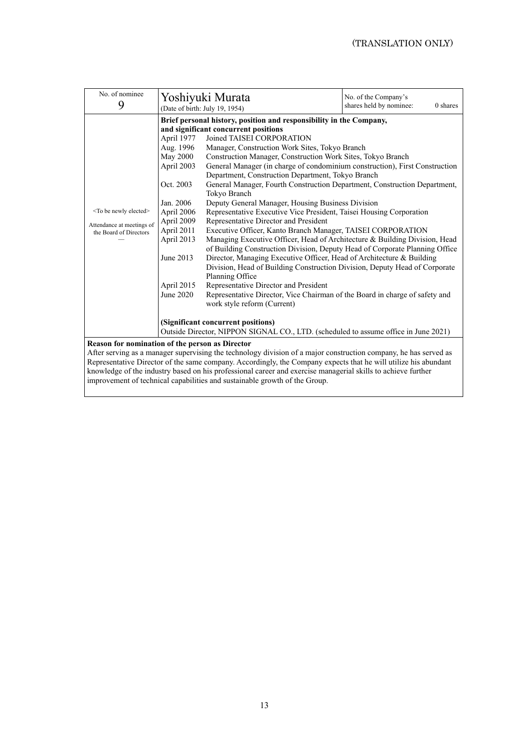(TRANSLATION ONLY)

| No. of nominee 9 | Yoshiyuki Murata (Date of birth: July 19, 1954) | No. of the Company's shares held by nominee: 0 shares |
|---|---|---|
| <To be newly elected> Attendance at meetings of the Board of Directors — | **Brief personal history, position and responsibility in the Company, and significant concurrent positions**<br>April 1977 Joined TAISEI CORPORATION<br>Aug. 1996 Manager, Construction Work Sites, Tokyo Branch<br>May 2000 Construction Manager, Construction Work Sites, Tokyo Branch<br>April 2003 General Manager (in charge of condominium construction), First Construction Department, Construction Department, Tokyo Branch<br>Oct. 2003 General Manager, Fourth Construction Department, Construction Department, Tokyo Branch<br>Jan. 2006 Deputy General Manager, Housing Business Division<br>April 2006 Representative Executive Vice President, Taisei Housing Corporation<br>April 2009 Representative Director and President<br>April 2011 Executive Officer, Kanto Branch Manager, TAISEI CORPORATION<br>April 2013 Managing Executive Officer, Head of Architecture & Building Division, Head of Building Construction Division, Deputy Head of Corporate Planning Office<br>June 2013 Director, Managing Executive Officer, Head of Architecture & Building Division, Head of Building Construction Division, Deputy Head of Corporate Planning Office<br>April 2015 Representative Director and President<br>June 2020 Representative Director, Vice Chairman of the Board in charge of safety and work style reform (Current)<br><br>**(Significant concurrent positions)**<br>Outside Director, NIPPON SIGNAL CO., LTD. (scheduled to assume office in June 2021) | |

**Reason for nomination of the person as Director**

After serving as a manager supervising the technology division of a major construction company, he has served as Representative Director of the same company. Accordingly, the Company expects that he will utilize his abundant knowledge of the industry based on his professional career and exercise managerial skills to achieve further improvement of technical capabilities and sustainable growth of the Group.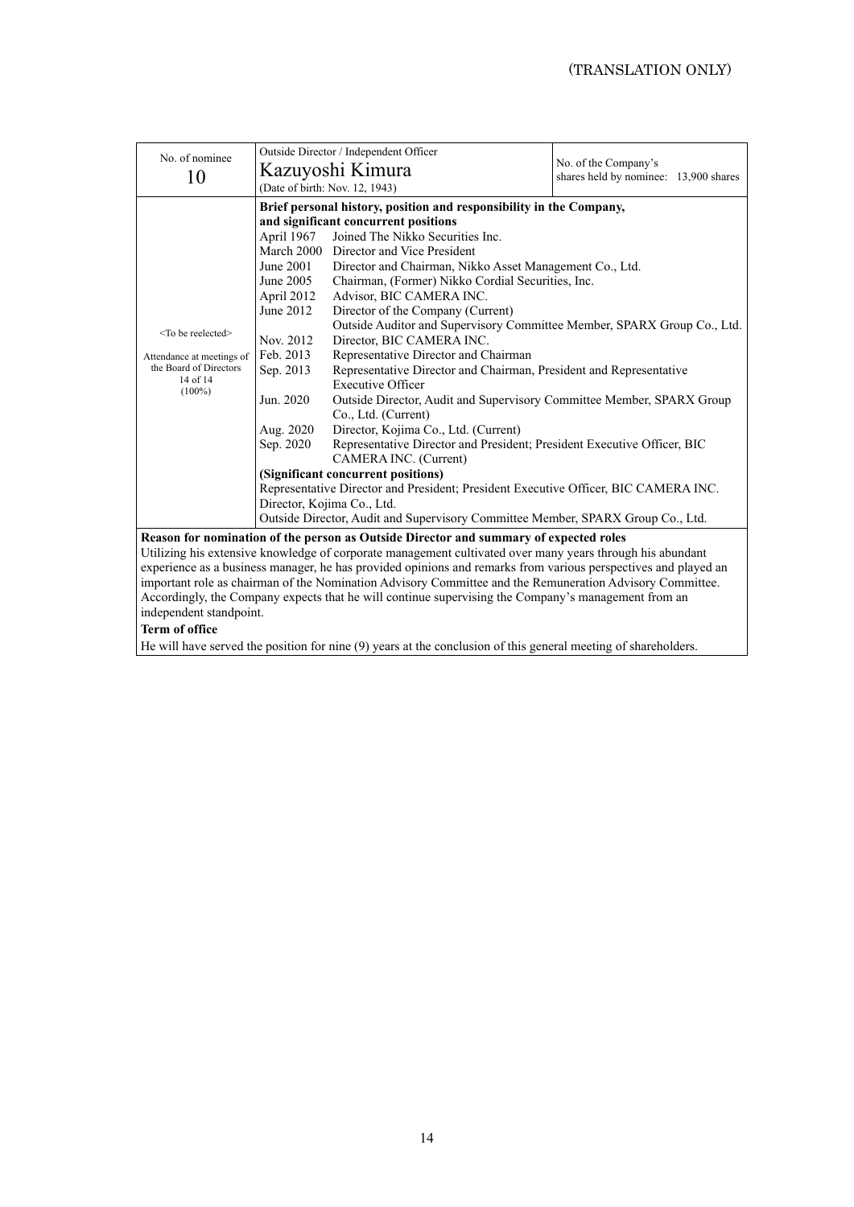(TRANSLATION ONLY)

| No. of nominee 10 | Outside Director / Independent Officer<br>Kazuyoshi Kimura<br>(Date of birth: Nov. 12, 1943) | No. of the Company's shares held by nominee: 13,900 shares |
|---|---|---|
| <To be reelected><br><br>Attendance at meetings of the Board of Directors<br>14 of 14<br>(100%) | **Brief personal history, position and responsibility in the Company, and significant concurrent positions**<br>April 1967 Joined The Nikko Securities Inc.<br>March 2000 Director and Vice President<br>June 2001 Director and Chairman, Nikko Asset Management Co., Ltd.<br>June 2005 Chairman, (Former) Nikko Cordial Securities, Inc.<br>April 2012 Advisor, BIC CAMERA INC.<br>June 2012 Director of the Company (Current)<br>Outside Auditor and Supervisory Committee Member, SPARX Group Co., Ltd.<br>Nov. 2012 Director, BIC CAMERA INC.<br>Feb. 2013 Representative Director and Chairman<br>Sep. 2013 Representative Director and Chairman, President and Representative Executive Officer<br>Jun. 2020 Outside Director, Audit and Supervisory Committee Member, SPARX Group Co., Ltd. (Current)<br>Aug. 2020 Director, Kojima Co., Ltd. (Current)<br>Sep. 2020 Representative Director and President; President Executive Officer, BIC CAMERA INC. (Current)<br>**(Significant concurrent positions)**<br>Representative Director and President; President Executive Officer, BIC CAMERA INC.<br>Director, Kojima Co., Ltd.<br>Outside Director, Audit and Supervisory Committee Member, SPARX Group Co., Ltd. | |

**Reason for nomination of the person as Outside Director and summary of expected roles**

Utilizing his extensive knowledge of corporate management cultivated over many years through his abundant experience as a business manager, he has provided opinions and remarks from various perspectives and played an important role as chairman of the Nomination Advisory Committee and the Remuneration Advisory Committee. Accordingly, the Company expects that he will continue supervising the Company's management from an independent standpoint.

**Term of office**

He will have served the position for nine (9) years at the conclusion of this general meeting of shareholders.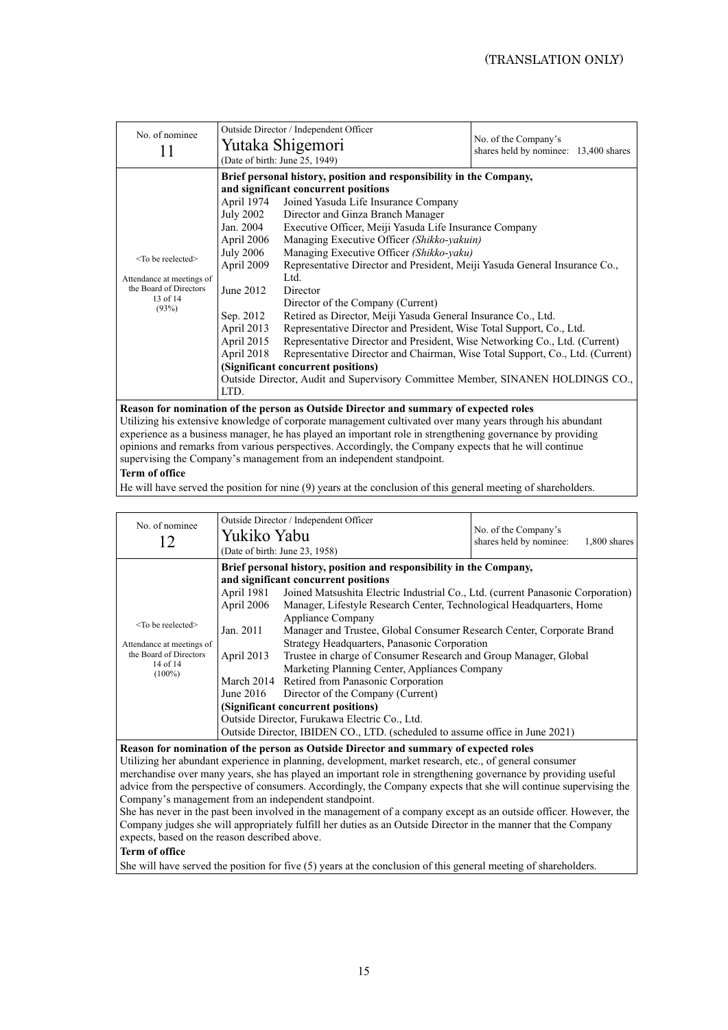(TRANSLATION ONLY)

| No. of nominee | Outside Director / Independent Officer | |
|---|---|---|
| 11 | **Yutaka Shigemori** (Date of birth: June 25, 1949) | No. of the Company's shares held by nominee: 13,400 shares |

<To be reelected>

Attendance at meetings of the Board of Directors 13 of 14 (93%)

**Brief personal history, position and responsibility in the Company, and significant concurrent positions**

| | |
|---|---|
| April 1974 | Joined Yasuda Life Insurance Company |
| July 2002 | Director and Ginza Branch Manager |
| Jan. 2004 | Executive Officer, Meiji Yasuda Life Insurance Company |
| April 2006 | Managing Executive Officer *(Shikko-yakuin)* |
| July 2006 | Managing Executive Officer *(Shikko-yaku)* |
| April 2009 | Representative Director and President, Meiji Yasuda General Insurance Co., Ltd. |
| June 2012 | Director |
| | Director of the Company (Current) |
| Sep. 2012 | Retired as Director, Meiji Yasuda General Insurance Co., Ltd. |
| April 2013 | Representative Director and President, Wise Total Support, Co., Ltd. |
| April 2015 | Representative Director and President, Wise Networking Co., Ltd. (Current) |
| April 2018 | Representative Director and Chairman, Wise Total Support, Co., Ltd. (Current) |

**(Significant concurrent positions)**

Outside Director, Audit and Supervisory Committee Member, SINANEN HOLDINGS CO., LTD.

**Reason for nomination of the person as Outside Director and summary of expected roles**

Utilizing his extensive knowledge of corporate management cultivated over many years through his abundant experience as a business manager, he has played an important role in strengthening governance by providing opinions and remarks from various perspectives. Accordingly, the Company expects that he will continue supervising the Company's management from an independent standpoint.

**Term of office**

He will have served the position for nine (9) years at the conclusion of this general meeting of shareholders.

| No. of nominee | Outside Director / Independent Officer | |
|---|---|---|
| 12 | **Yukiko Yabu** (Date of birth: June 23, 1958) | No. of the Company's shares held by nominee: 1,800 shares |

<To be reelected>

Attendance at meetings of the Board of Directors 14 of 14 (100%)

**Brief personal history, position and responsibility in the Company, and significant concurrent positions**

| | |
|---|---|
| April 1981 | Joined Matsushita Electric Industrial Co., Ltd. (current Panasonic Corporation) |
| April 2006 | Manager, Lifestyle Research Center, Technological Headquarters, Home Appliance Company |
| Jan. 2011 | Manager and Trustee, Global Consumer Research Center, Corporate Brand Strategy Headquarters, Panasonic Corporation |
| April 2013 | Trustee in charge of Consumer Research and Group Manager, Global Marketing Planning Center, Appliances Company |
| March 2014 | Retired from Panasonic Corporation |
| June 2016 | Director of the Company (Current) |

**(Significant concurrent positions)**

Outside Director, Furukawa Electric Co., Ltd.

Outside Director, IBIDEN CO., LTD. (scheduled to assume office in June 2021)

**Reason for nomination of the person as Outside Director and summary of expected roles**

Utilizing her abundant experience in planning, development, market research, etc., of general consumer merchandise over many years, she has played an important role in strengthening governance by providing useful advice from the perspective of consumers. Accordingly, the Company expects that she will continue supervising the Company's management from an independent standpoint.

She has never in the past been involved in the management of a company except as an outside officer. However, the Company judges she will appropriately fulfill her duties as an Outside Director in the manner that the Company expects, based on the reason described above.

**Term of office**

She will have served the position for five (5) years at the conclusion of this general meeting of shareholders.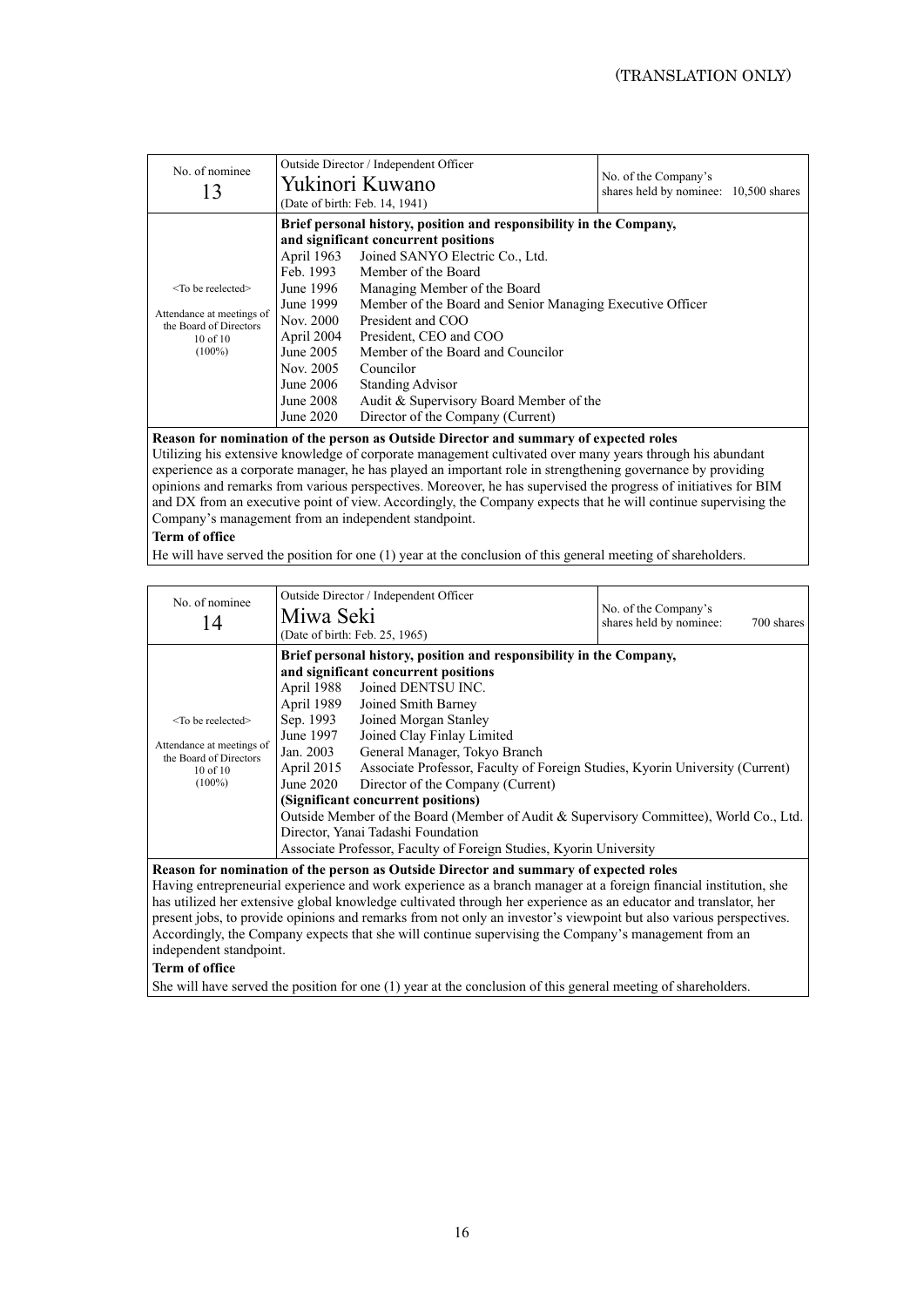(TRANSLATION ONLY)

| No. of nominee 13 | Outside Director / Independent Officer Yukinori Kuwano (Date of birth: Feb. 14, 1941) | No. of the Company's shares held by nominee: 10,500 shares |
|---|---|---|
| <To be reelected> Attendance at meetings of the Board of Directors 10 of 10 (100%) | **Brief personal history, position and responsibility in the Company, and significant concurrent positions**<br>April 1963 Joined SANYO Electric Co., Ltd.<br>Feb. 1993 Member of the Board<br>June 1996 Managing Member of the Board<br>June 1999 Member of the Board and Senior Managing Executive Officer<br>Nov. 2000 President and COO<br>April 2004 President, CEO and COO<br>June 2005 Member of the Board and Councilor<br>Nov. 2005 Councilor<br>June 2006 Standing Advisor<br>June 2008 Audit & Supervisory Board Member of the<br>June 2020 Director of the Company (Current) | |

**Reason for nomination of the person as Outside Director and summary of expected roles**

Utilizing his extensive knowledge of corporate management cultivated over many years through his abundant experience as a corporate manager, he has played an important role in strengthening governance by providing opinions and remarks from various perspectives. Moreover, he has supervised the progress of initiatives for BIM and DX from an executive point of view. Accordingly, the Company expects that he will continue supervising the Company's management from an independent standpoint.

**Term of office**

He will have served the position for one (1) year at the conclusion of this general meeting of shareholders.

| No. of nominee 14 | Outside Director / Independent Officer Miwa Seki (Date of birth: Feb. 25, 1965) | No. of the Company's shares held by nominee: 700 shares |
|---|---|---|
| <To be reelected> Attendance at meetings of the Board of Directors 10 of 10 (100%) | **Brief personal history, position and responsibility in the Company, and significant concurrent positions**<br>April 1988 Joined DENTSU INC.<br>April 1989 Joined Smith Barney<br>Sep. 1993 Joined Morgan Stanley<br>June 1997 Joined Clay Finlay Limited<br>Jan. 2003 General Manager, Tokyo Branch<br>April 2015 Associate Professor, Faculty of Foreign Studies, Kyorin University (Current)<br>June 2020 Director of the Company (Current)<br>**(Significant concurrent positions)**<br>Outside Member of the Board (Member of Audit & Supervisory Committee), World Co., Ltd.<br>Director, Yanai Tadashi Foundation<br>Associate Professor, Faculty of Foreign Studies, Kyorin University | |

**Reason for nomination of the person as Outside Director and summary of expected roles**

Having entrepreneurial experience and work experience as a branch manager at a foreign financial institution, she has utilized her extensive global knowledge cultivated through her experience as an educator and translator, her present jobs, to provide opinions and remarks from not only an investor's viewpoint but also various perspectives. Accordingly, the Company expects that she will continue supervising the Company's management from an independent standpoint.

**Term of office**

She will have served the position for one (1) year at the conclusion of this general meeting of shareholders.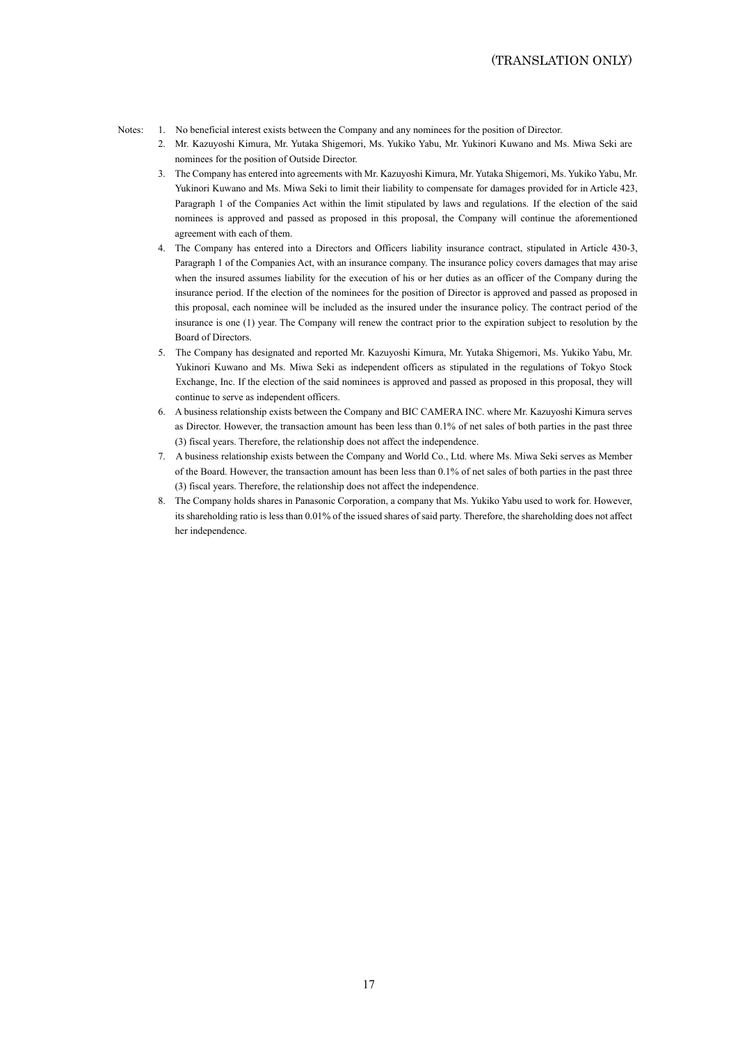(TRANSLATION ONLY)

Notes:

1. No beneficial interest exists between the Company and any nominees for the position of Director.
2. Mr. Kazuyoshi Kimura, Mr. Yutaka Shigemori, Ms. Yukiko Yabu, Mr. Yukinori Kuwano and Ms. Miwa Seki are nominees for the position of Outside Director.
3. The Company has entered into agreements with Mr. Kazuyoshi Kimura, Mr. Yutaka Shigemori, Ms. Yukiko Yabu, Mr. Yukinori Kuwano and Ms. Miwa Seki to limit their liability to compensate for damages provided for in Article 423, Paragraph 1 of the Companies Act within the limit stipulated by laws and regulations. If the election of the said nominees is approved and passed as proposed in this proposal, the Company will continue the aforementioned agreement with each of them.
4. The Company has entered into a Directors and Officers liability insurance contract, stipulated in Article 430-3, Paragraph 1 of the Companies Act, with an insurance company. The insurance policy covers damages that may arise when the insured assumes liability for the execution of his or her duties as an officer of the Company during the insurance period. If the election of the nominees for the position of Director is approved and passed as proposed in this proposal, each nominee will be included as the insured under the insurance policy. The contract period of the insurance is one (1) year. The Company will renew the contract prior to the expiration subject to resolution by the Board of Directors.
5. The Company has designated and reported Mr. Kazuyoshi Kimura, Mr. Yutaka Shigemori, Ms. Yukiko Yabu, Mr. Yukinori Kuwano and Ms. Miwa Seki as independent officers as stipulated in the regulations of Tokyo Stock Exchange, Inc. If the election of the said nominees is approved and passed as proposed in this proposal, they will continue to serve as independent officers.
6. A business relationship exists between the Company and BIC CAMERA INC. where Mr. Kazuyoshi Kimura serves as Director. However, the transaction amount has been less than 0.1% of net sales of both parties in the past three (3) fiscal years. Therefore, the relationship does not affect the independence.
7. A business relationship exists between the Company and World Co., Ltd. where Ms. Miwa Seki serves as Member of the Board. However, the transaction amount has been less than 0.1% of net sales of both parties in the past three (3) fiscal years. Therefore, the relationship does not affect the independence.
8. The Company holds shares in Panasonic Corporation, a company that Ms. Yukiko Yabu used to work for. However, its shareholding ratio is less than 0.01% of the issued shares of said party. Therefore, the shareholding does not affect her independence.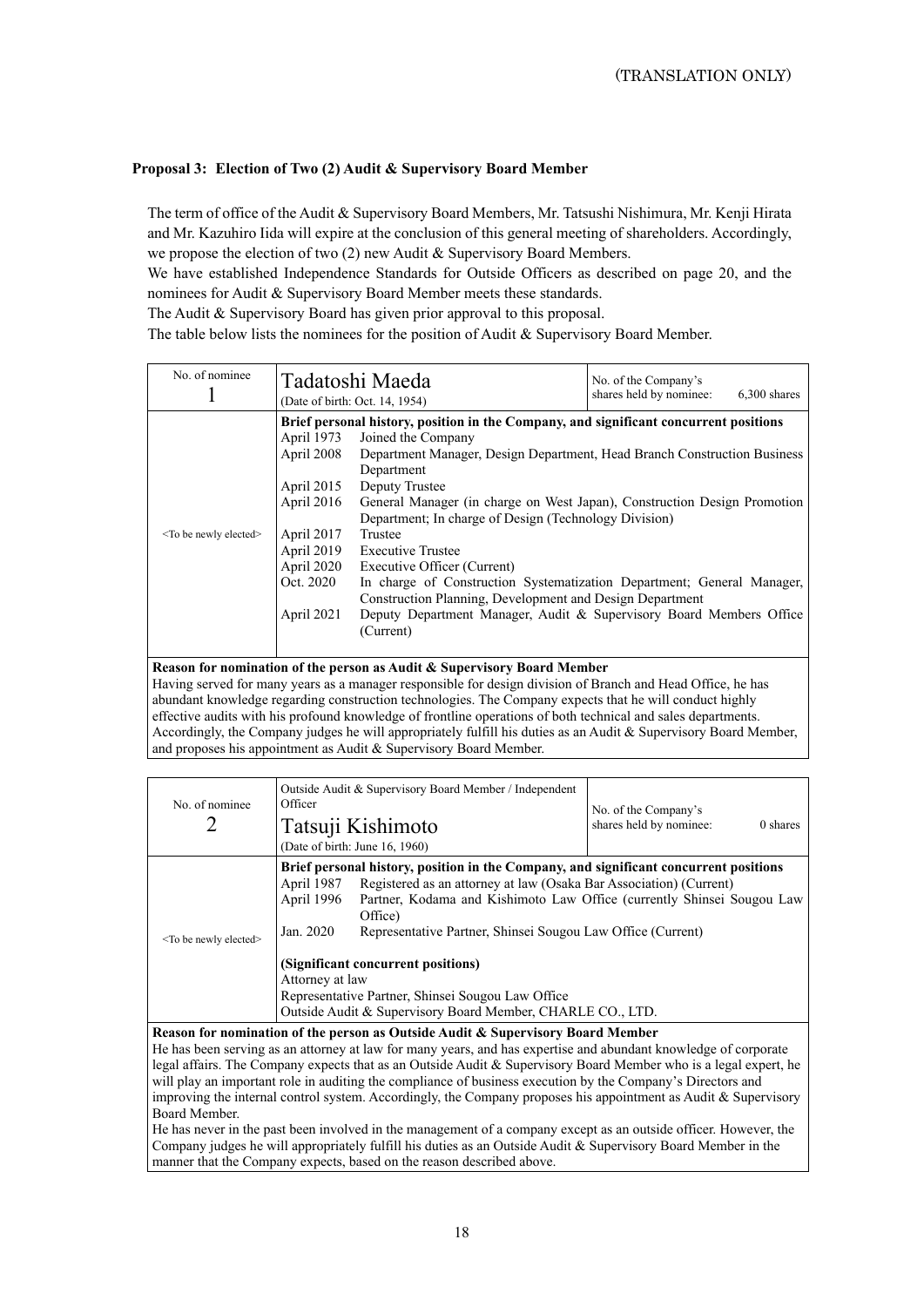(TRANSLATION ONLY)

### Proposal 3: Election of Two (2) Audit & Supervisory Board Member

The term of office of the Audit & Supervisory Board Members, Mr. Tatsushi Nishimura, Mr. Kenji Hirata and Mr. Kazuhiro Iida will expire at the conclusion of this general meeting of shareholders. Accordingly, we propose the election of two (2) new Audit & Supervisory Board Members.

We have established Independence Standards for Outside Officers as described on page 20, and the nominees for Audit & Supervisory Board Member meets these standards.

The Audit & Supervisory Board has given prior approval to this proposal.

The table below lists the nominees for the position of Audit & Supervisory Board Member.

| No. of nominee 1 | Tadatoshi Maeda (Date of birth: Oct. 14, 1954) | No. of the Company's shares held by nominee: 6,300 shares |
|---|---|---|
| <To be newly elected> | **Brief personal history, position in the Company, and significant concurrent positions**<br>April 1973 Joined the Company<br>April 2008 Department Manager, Design Department, Head Branch Construction Business Department<br>April 2015 Deputy Trustee<br>April 2016 General Manager (in charge on West Japan), Construction Design Promotion Department; In charge of Design (Technology Division)<br>April 2017 Trustee<br>April 2019 Executive Trustee<br>April 2020 Executive Officer (Current)<br>Oct. 2020 In charge of Construction Systematization Department; General Manager, Construction Planning, Development and Design Department<br>April 2021 Deputy Department Manager, Audit & Supervisory Board Members Office (Current) | |
| **Reason for nomination of the person as Audit & Supervisory Board Member**<br>Having served for many years as a manager responsible for design division of Branch and Head Office, he has abundant knowledge regarding construction technologies. The Company expects that he will conduct highly effective audits with his profound knowledge of frontline operations of both technical and sales departments. Accordingly, the Company judges he will appropriately fulfill his duties as an Audit & Supervisory Board Member, and proposes his appointment as Audit & Supervisory Board Member. | | |

| No. of nominee 2 | Outside Audit & Supervisory Board Member / Independent Officer<br>Tatsuji Kishimoto (Date of birth: June 16, 1960) | No. of the Company's shares held by nominee: 0 shares |
|---|---|---|
| <To be newly elected> | **Brief personal history, position in the Company, and significant concurrent positions**<br>April 1987 Registered as an attorney at law (Osaka Bar Association) (Current)<br>April 1996 Partner, Kodama and Kishimoto Law Office (currently Shinsei Sougou Law Office)<br>Jan. 2020 Representative Partner, Shinsei Sougou Law Office (Current)<br><br>**(Significant concurrent positions)**<br>Attorney at law<br>Representative Partner, Shinsei Sougou Law Office<br>Outside Audit & Supervisory Board Member, CHARLE CO., LTD. | |
| **Reason for nomination of the person as Outside Audit & Supervisory Board Member**<br>He has been serving as an attorney at law for many years, and has expertise and abundant knowledge of corporate legal affairs. The Company expects that as an Outside Audit & Supervisory Board Member who is a legal expert, he will play an important role in auditing the compliance of business execution by the Company's Directors and improving the internal control system. Accordingly, the Company proposes his appointment as Audit & Supervisory Board Member.<br>He has never in the past been involved in the management of a company except as an outside officer. However, the Company judges he will appropriately fulfill his duties as an Outside Audit & Supervisory Board Member in the manner that the Company expects, based on the reason described above. | | |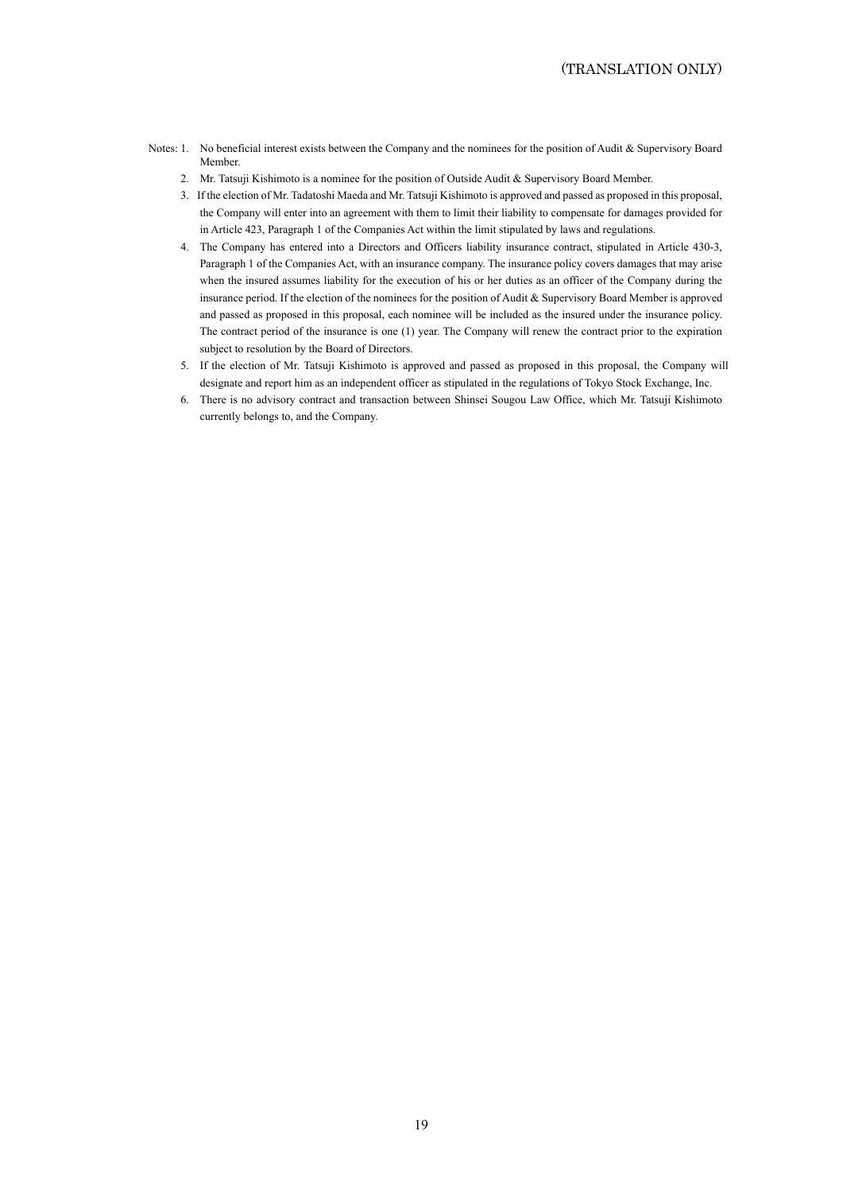Notes: 1. No beneficial interest exists between the Company and the nominees for the position of Audit & Supervisory Board Member.

2. Mr. Tatsuji Kishimoto is a nominee for the position of Outside Audit & Supervisory Board Member.

3. If the election of Mr. Tadatoshi Maeda and Mr. Tatsuji Kishimoto is approved and passed as proposed in this proposal, the Company will enter into an agreement with them to limit their liability to compensate for damages provided for in Article 423, Paragraph 1 of the Companies Act within the limit stipulated by laws and regulations.

4. The Company has entered into a Directors and Officers liability insurance contract, stipulated in Article 430-3, Paragraph 1 of the Companies Act, with an insurance company. The insurance policy covers damages that may arise when the insured assumes liability for the execution of his or her duties as an officer of the Company during the insurance period. If the election of the nominees for the position of Audit & Supervisory Board Member is approved and passed as proposed in this proposal, each nominee will be included as the insured under the insurance policy. The contract period of the insurance is one (1) year. The Company will renew the contract prior to the expiration subject to resolution by the Board of Directors.

5. If the election of Mr. Tatsuji Kishimoto is approved and passed as proposed in this proposal, the Company will designate and report him as an independent officer as stipulated in the regulations of Tokyo Stock Exchange, Inc.

6. There is no advisory contract and transaction between Shinsei Sougou Law Office, which Mr. Tatsuji Kishimoto currently belongs to, and the Company.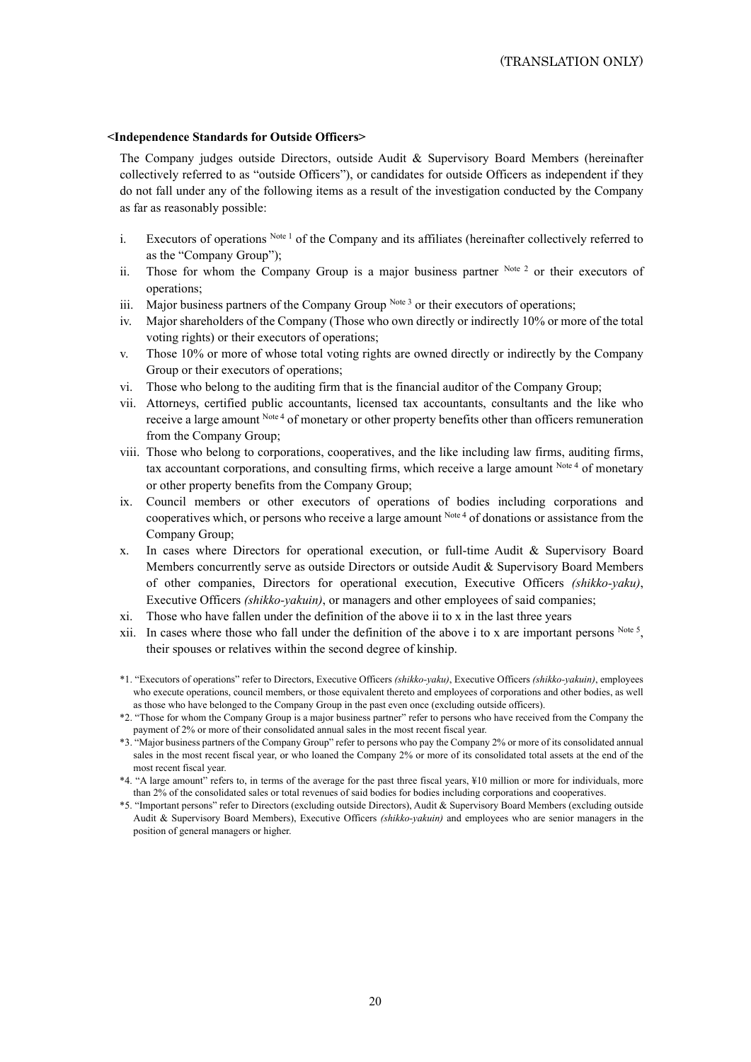(TRANSLATION ONLY)

**<Independence Standards for Outside Officers>**

The Company judges outside Directors, outside Audit & Supervisory Board Members (hereinafter collectively referred to as "outside Officers"), or candidates for outside Officers as independent if they do not fall under any of the following items as a result of the investigation conducted by the Company as far as reasonably possible:

i. Executors of operations [Note 1] of the Company and its affiliates (hereinafter collectively referred to as the "Company Group");

ii. Those for whom the Company Group is a major business partner [Note 2] or their executors of operations;

iii. Major business partners of the Company Group [Note 3] or their executors of operations;

iv. Major shareholders of the Company (Those who own directly or indirectly 10% or more of the total voting rights) or their executors of operations;

v. Those 10% or more of whose total voting rights are owned directly or indirectly by the Company Group or their executors of operations;

vi. Those who belong to the auditing firm that is the financial auditor of the Company Group;

vii. Attorneys, certified public accountants, licensed tax accountants, consultants and the like who receive a large amount [Note 4] of monetary or other property benefits other than officers remuneration from the Company Group;

viii. Those who belong to corporations, cooperatives, and the like including law firms, auditing firms, tax accountant corporations, and consulting firms, which receive a large amount [Note 4] of monetary or other property benefits from the Company Group;

ix. Council members or other executors of operations of bodies including corporations and cooperatives which, or persons who receive a large amount [Note 4] of donations or assistance from the Company Group;

x. In cases where Directors for operational execution, or full-time Audit & Supervisory Board Members concurrently serve as outside Directors or outside Audit & Supervisory Board Members of other companies, Directors for operational execution, Executive Officers *(shikko-yaku)*, Executive Officers *(shikko-yakuin)*, or managers and other employees of said companies;

xi. Those who have fallen under the definition of the above ii to x in the last three years

xii. In cases where those who fall under the definition of the above i to x are important persons [Note 5], their spouses or relatives within the second degree of kinship.

*1. "Executors of operations" refer to Directors, Executive Officers *(shikko-yaku)*, Executive Officers *(shikko-yakuin)*, employees who execute operations, council members, or those equivalent thereto and employees of corporations and other bodies, as well as those who have belonged to the Company Group in the past even once (excluding outside officers).

*2. "Those for whom the Company Group is a major business partner" refer to persons who have received from the Company the payment of 2% or more of their consolidated annual sales in the most recent fiscal year.

*3. "Major business partners of the Company Group" refer to persons who pay the Company 2% or more of its consolidated annual sales in the most recent fiscal year, or who loaned the Company 2% or more of its consolidated total assets at the end of the most recent fiscal year.

*4. "A large amount" refers to, in terms of the average for the past three fiscal years, ¥10 million or more for individuals, more than 2% of the consolidated sales or total revenues of said bodies for bodies including corporations and cooperatives.

*5. "Important persons" refer to Directors (excluding outside Directors), Audit & Supervisory Board Members (excluding outside Audit & Supervisory Board Members), Executive Officers *(shikko-yakuin)* and employees who are senior managers in the position of general managers or higher.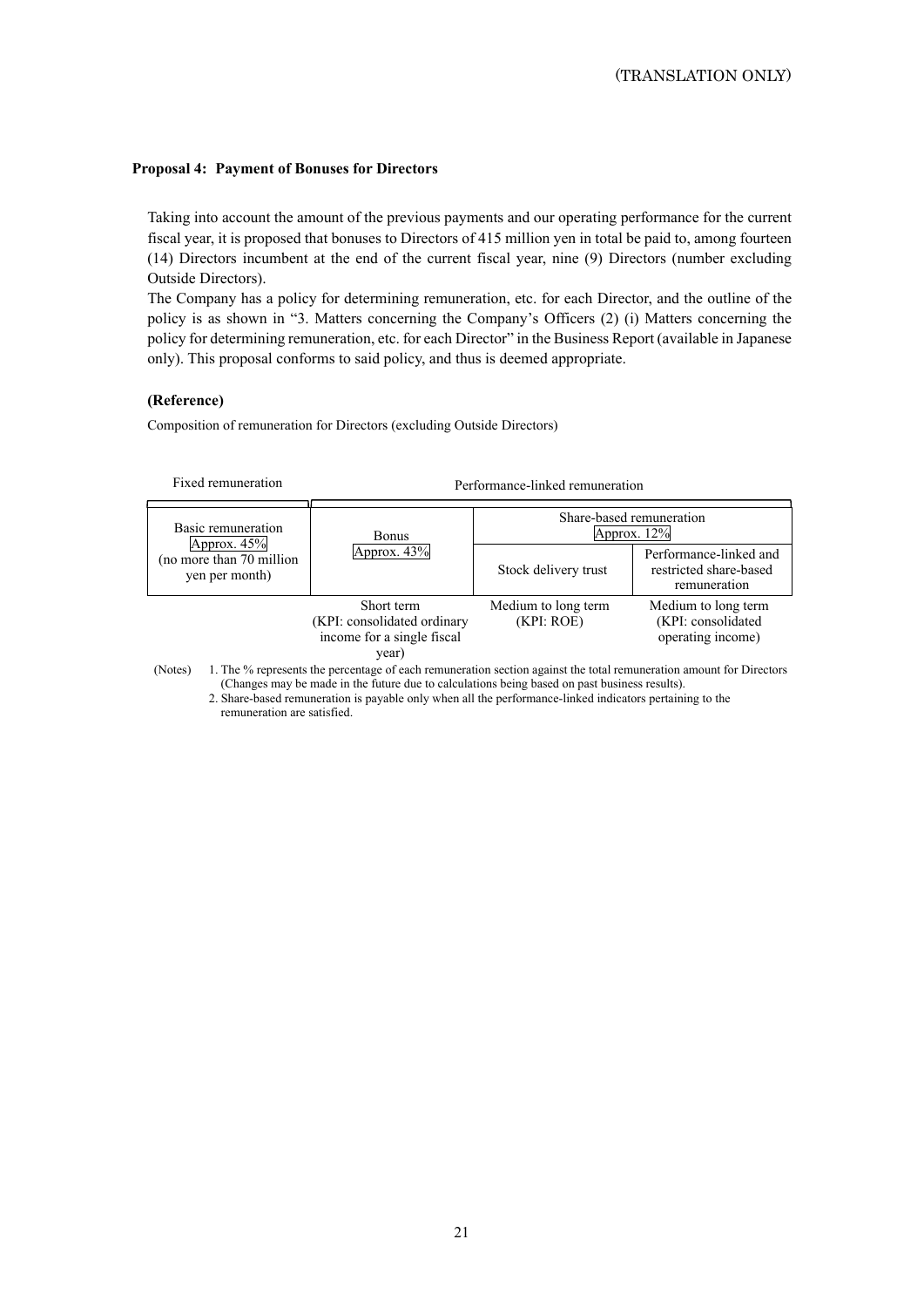(TRANSLATION ONLY)

**Proposal 4: Payment of Bonuses for Directors**

Taking into account the amount of the previous payments and our operating performance for the current fiscal year, it is proposed that bonuses to Directors of 415 million yen in total be paid to, among fourteen (14) Directors incumbent at the end of the current fiscal year, nine (9) Directors (number excluding Outside Directors).

The Company has a policy for determining remuneration, etc. for each Director, and the outline of the policy is as shown in "3. Matters concerning the Company's Officers (2) (i) Matters concerning the policy for determining remuneration, etc. for each Director" in the Business Report (available in Japanese only). This proposal conforms to said policy, and thus is deemed appropriate.

**(Reference)**

Composition of remuneration for Directors (excluding Outside Directors)

| Fixed remuneration | Performance-linked remuneration | | |
|---|---|---|---|
| Basic remuneration Approx. 45% (no more than 70 million yen per month) | Bonus Approx. 43% | Share-based remuneration Approx. 12% | |
| | | Stock delivery trust | Performance-linked and restricted share-based remuneration |
| | Short term (KPI: consolidated ordinary income for a single fiscal year) | Medium to long term (KPI: ROE) | Medium to long term (KPI: consolidated operating income) |

(Notes) 1. The % represents the percentage of each remuneration section against the total remuneration amount for Directors (Changes may be made in the future due to calculations being based on past business results).

2. Share-based remuneration is payable only when all the performance-linked indicators pertaining to the remuneration are satisfied.